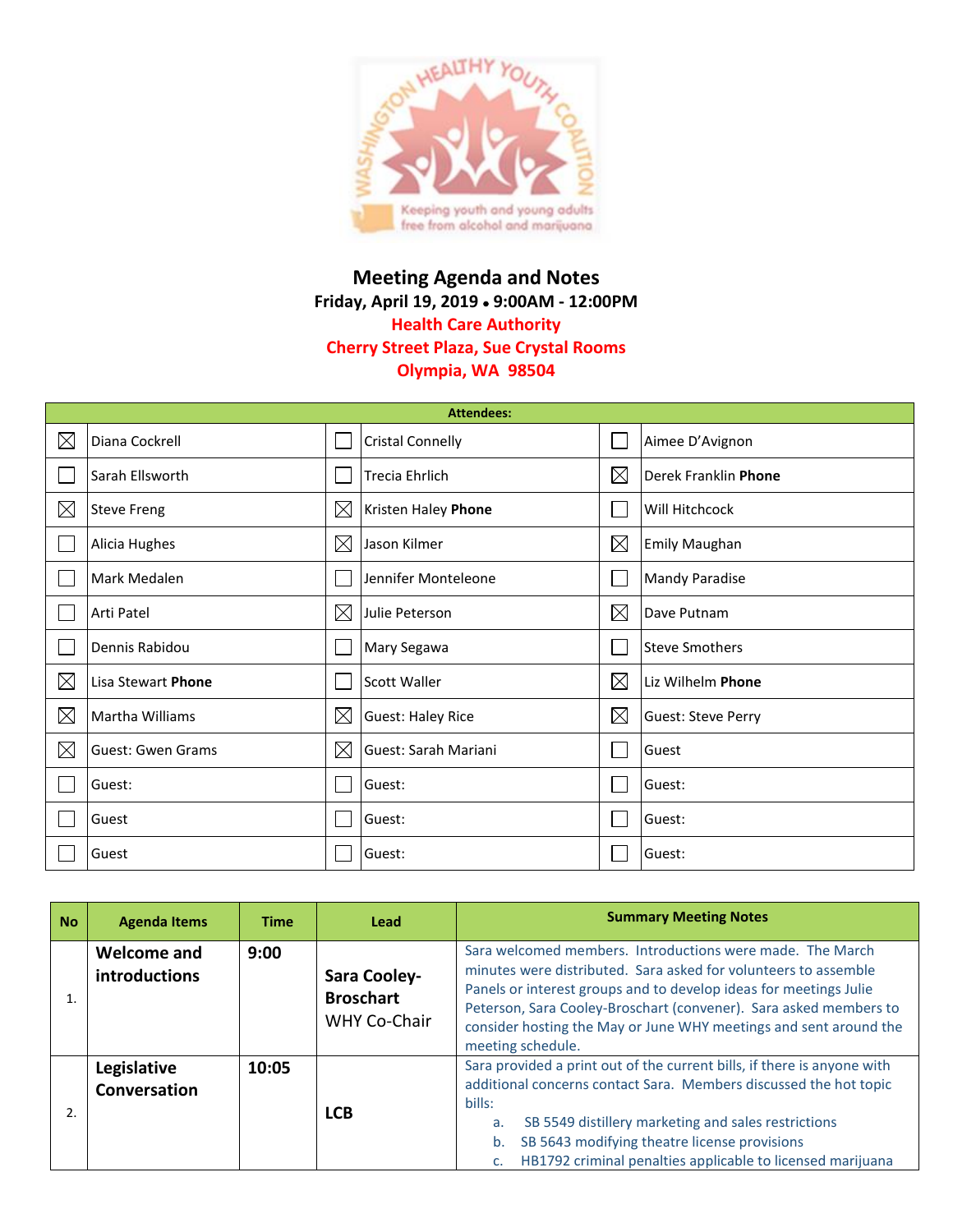# Meeting Agenda and Notes

**Friday, April 19, 2019 • 9:00AM - 12:00PM**

**Health Care Authority**

**Cherry Street Plaza, Sue Crystal Rooms**

**Olympia, WA 98504**

| Attendees: | | | | | |
|---|---|---|---|---|---|
| ☒ | Diana Cockrell | ☐ | Cristal Connelly | ☐ | Aimee D'Avignon |
| ☐ | Sarah Ellsworth | ☐ | Trecia Ehrlich | ☒ | Derek Franklin **Phone** |
| ☒ | Steve Freng | ☒ | Kristen Haley **Phone** | ☐ | Will Hitchcock |
| ☐ | Alicia Hughes | ☒ | Jason Kilmer | ☒ | Emily Maughan |
| ☐ | Mark Medalen | ☐ | Jennifer Monteleone | ☐ | Mandy Paradise |
| ☐ | Arti Patel | ☒ | Julie Peterson | ☒ | Dave Putnam |
| ☐ | Dennis Rabidou | ☐ | Mary Segawa | ☐ | Steve Smothers |
| ☒ | Lisa Stewart **Phone** | ☐ | Scott Waller | ☒ | Liz Wilhelm **Phone** |
| ☒ | Martha Williams | ☒ | Guest: Haley Rice | ☒ | Guest: Steve Perry |
| ☒ | Guest: Gwen Grams | ☒ | Guest: Sarah Mariani | ☐ | Guest |
| ☐ | Guest: | ☐ | Guest: | ☐ | Guest: |
| ☐ | Guest | ☐ | Guest: | ☐ | Guest: |
| ☐ | Guest | ☐ | Guest: | ☐ | Guest: |

| No | Agenda Items | Time | Lead | Summary Meeting Notes |
|---|---|---|---|---|
| 1. | **Welcome and introductions** | **9:00** | **Sara Cooley-Broschart** WHY Co-Chair | Sara welcomed members. Introductions were made. The March minutes were distributed. Sara asked for volunteers to assemble Panels or interest groups and to develop ideas for meetings Julie Peterson, Sara Cooley-Broschart (convener). Sara asked members to consider hosting the May or June WHY meetings and sent around the meeting schedule. |
| 2. | **Legislative Conversation** | **10:05** | **LCB** | Sara provided a print out of the current bills, if there is anyone with additional concerns contact Sara. Members discussed the hot topic bills:<br>a. SB 5549 distillery marketing and sales restrictions<br>b. SB 5643 modifying theatre license provisions<br>c. HB1792 criminal penalties applicable to licensed marijuana |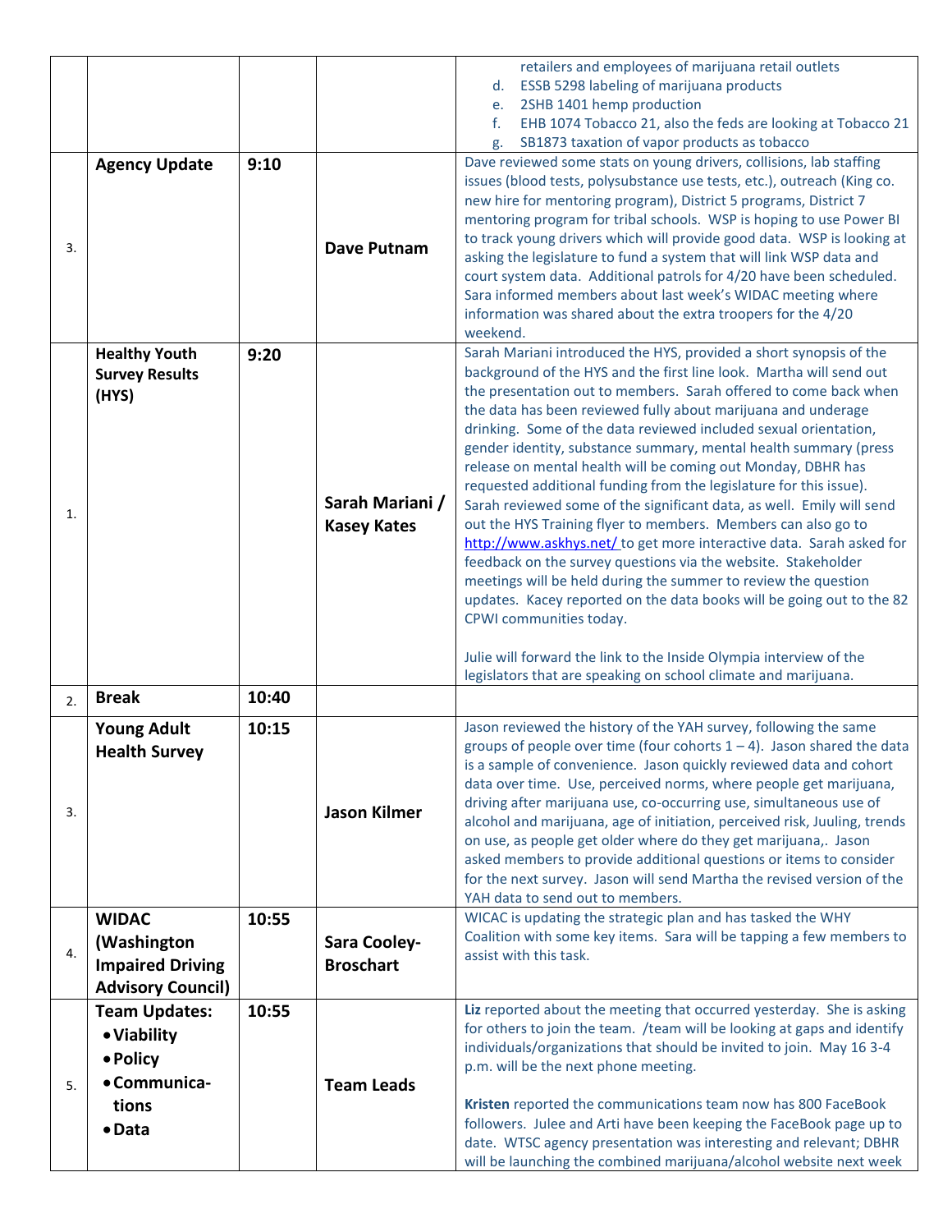| | | | | |
|---|---|---|---|---|
| | | | | retailers and employees of marijuana retail outlets<br>d. ESSB 5298 labeling of marijuana products<br>e. 2SHB 1401 hemp production<br>f. EHB 1074 Tobacco 21, also the feds are looking at Tobacco 21<br>g. SB1873 taxation of vapor products as tobacco |
| 3. | **Agency Update** | **9:10** | **Dave Putnam** | Dave reviewed some stats on young drivers, collisions, lab staffing issues (blood tests, polysubstance use tests, etc.), outreach (King co. new hire for mentoring program), District 5 programs, District 7 mentoring program for tribal schools. WSP is hoping to use Power BI to track young drivers which will provide good data. WSP is looking at asking the legislature to fund a system that will link WSP data and court system data. Additional patrols for 4/20 have been scheduled. Sara informed members about last week's WIDAC meeting where information was shared about the extra troopers for the 4/20 weekend. |
| 1. | **Healthy Youth Survey Results (HYS)** | **9:20** | **Sarah Mariani / Kasey Kates** | Sarah Mariani introduced the HYS, provided a short synopsis of the background of the HYS and the first line look. Martha will send out the presentation out to members. Sarah offered to come back when the data has been reviewed fully about marijuana and underage drinking. Some of the data reviewed included sexual orientation, gender identity, substance summary, mental health summary (press release on mental health will be coming out Monday, DBHR has requested additional funding from the legislature for this issue). Sarah reviewed some of the significant data, as well. Emily will send out the HYS Training flyer to members. Members can also go to http://www.askhys.net/ to get more interactive data. Sarah asked for feedback on the survey questions via the website. Stakeholder meetings will be held during the summer to review the question updates. Kacey reported on the data books will be going out to the 82 CPWI communities today.<br><br>Julie will forward the link to the Inside Olympia interview of the legislators that are speaking on school climate and marijuana. |
| 2. | **Break** | **10:40** | | |
| 3. | **Young Adult Health Survey** | **10:15** | **Jason Kilmer** | Jason reviewed the history of the YAH survey, following the same groups of people over time (four cohorts 1 – 4). Jason shared the data is a sample of convenience. Jason quickly reviewed data and cohort data over time. Use, perceived norms, where people get marijuana, driving after marijuana use, co-occurring use, simultaneous use of alcohol and marijuana, age of initiation, perceived risk, Juuling, trends on use, as people get older where do they get marijuana,. Jason asked members to provide additional questions or items to consider for the next survey. Jason will send Martha the revised version of the YAH data to send out to members. |
| 4. | **WIDAC (Washington Impaired Driving Advisory Council)** | **10:55** | **Sara Cooley-Broschart** | WICAC is updating the strategic plan and has tasked the WHY Coalition with some key items. Sara will be tapping a few members to assist with this task. |
| 5. | **Team Updates:**<br>• **Viability**<br>• **Policy**<br>• **Communica-tions**<br>• **Data** | **10:55** | **Team Leads** | **Liz** reported about the meeting that occurred yesterday. She is asking for others to join the team. /team will be looking at gaps and identify individuals/organizations that should be invited to join. May 16 3-4 p.m. will be the next phone meeting.<br><br>**Kristen** reported the communications team now has 800 FaceBook followers. Julee and Arti have been keeping the FaceBook page up to date. WTSC agency presentation was interesting and relevant; DBHR will be launching the combined marijuana/alcohol website next week |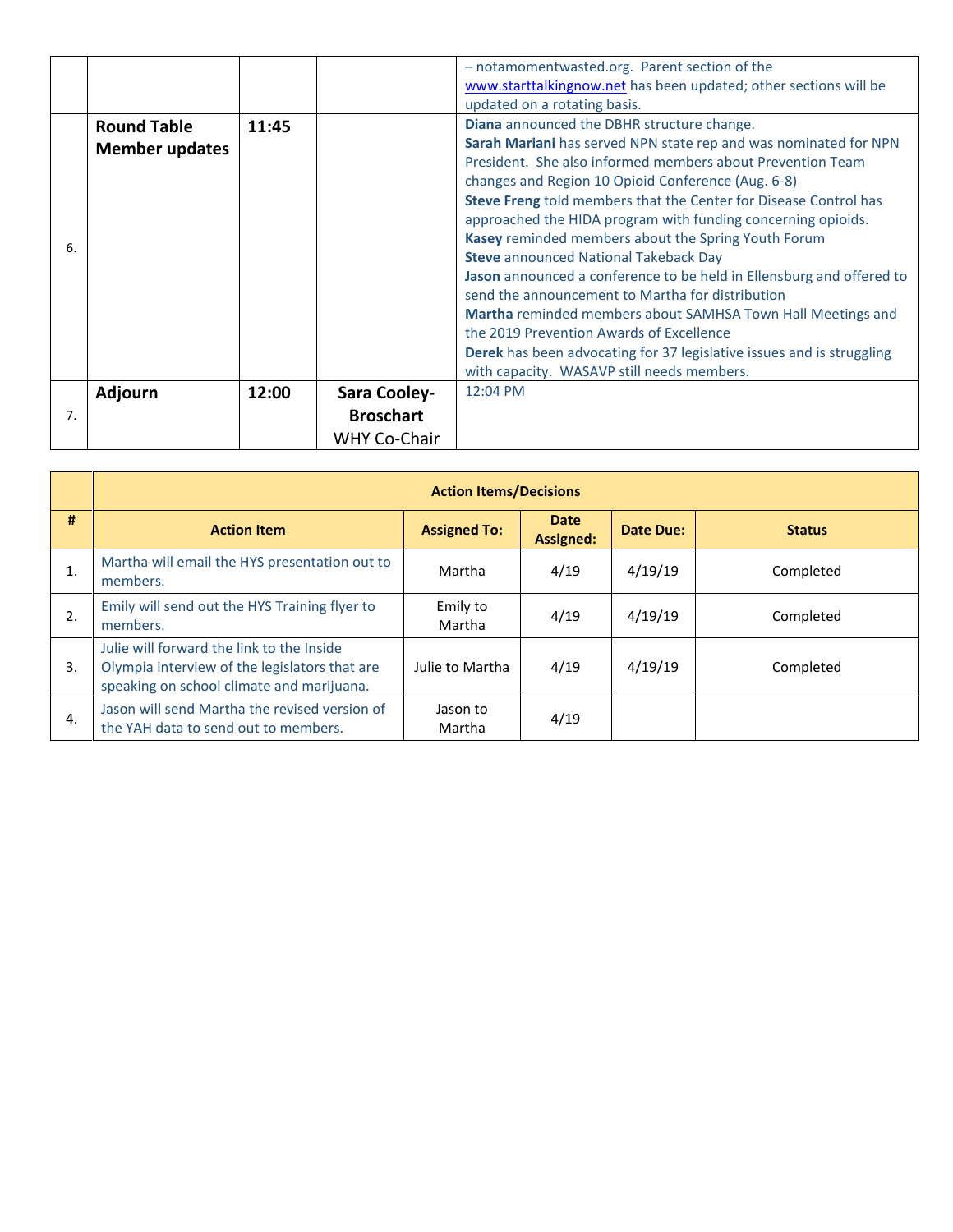| | | | | |
|---|---|---|---|---|
| | | | | – notamomentwasted.org. Parent section of the www.starttalkingnow.net has been updated; other sections will be updated on a rotating basis. |
| 6. | **Round Table Member updates** | **11:45** | | **Diana** announced the DBHR structure change.<br>**Sarah Mariani** has served NPN state rep and was nominated for NPN President. She also informed members about Prevention Team changes and Region 10 Opioid Conference (Aug. 6-8)<br>**Steve Freng** told members that the Center for Disease Control has approached the HIDA program with funding concerning opioids.<br>**Kasey** reminded members about the Spring Youth Forum<br>**Steve** announced National Takeback Day<br>**Jason** announced a conference to be held in Ellensburg and offered to send the announcement to Martha for distribution<br>**Martha** reminded members about SAMHSA Town Hall Meetings and the 2019 Prevention Awards of Excellence<br>**Derek** has been advocating for 37 legislative issues and is struggling with capacity. WASAVP still needs members. |
| 7. | **Adjourn** | **12:00** | **Sara Cooley-Broschart** WHY Co-Chair | 12:04 PM |

| | **Action Items/Decisions** | | | | |
|---|---|---|---|---|---|
| **#** | **Action Item** | **Assigned To:** | **Date Assigned:** | **Date Due:** | **Status** |
| 1. | Martha will email the HYS presentation out to members. | Martha | 4/19 | 4/19/19 | Completed |
| 2. | Emily will send out the HYS Training flyer to members. | Emily to Martha | 4/19 | 4/19/19 | Completed |
| 3. | Julie will forward the link to the Inside Olympia interview of the legislators that are speaking on school climate and marijuana. | Julie to Martha | 4/19 | 4/19/19 | Completed |
| 4. | Jason will send Martha the revised version of the YAH data to send out to members. | Jason to Martha | 4/19 | | |